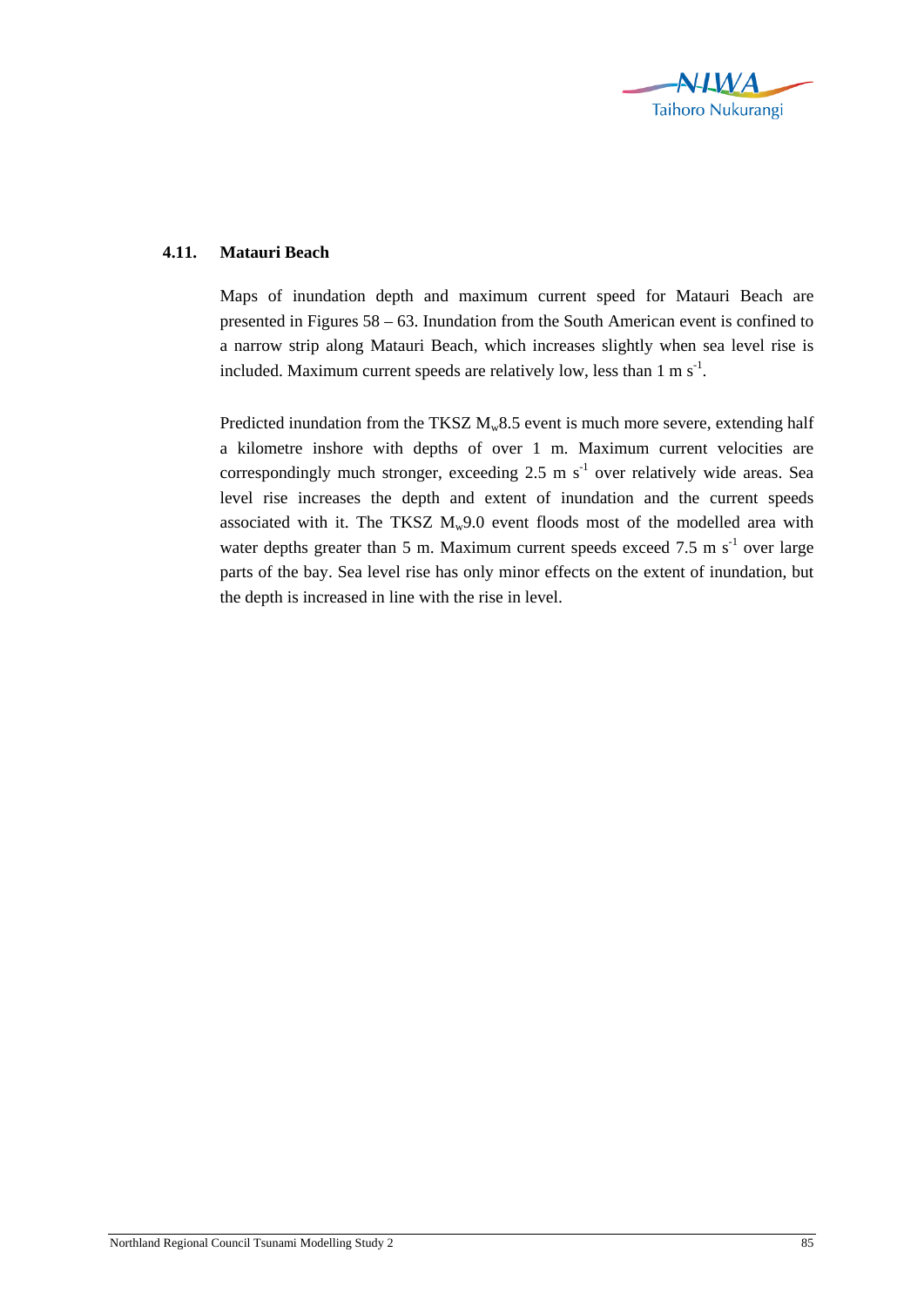## 4.11. Matauri Beach

Maps of inundation depth and maximum current speed for Matauri Beach are presented in Figures 58 – 63. Inundation from the South American event is confined to a narrow strip along Matauri Beach, which increases slightly when sea level rise is included. Maximum current speeds are relatively low, less than 1 m $s^{-1}$.

Predicted inundation from the TKSZ $M_w$8.5 event is much more severe, extending half a kilometre inshore with depths of over 1 m. Maximum current velocities are correspondingly much stronger, exceeding 2.5 m $s^{-1}$ over relatively wide areas. Sea level rise increases the depth and extent of inundation and the current speeds associated with it. The TKSZ $M_w$9.0 event floods most of the modelled area with water depths greater than 5 m. Maximum current speeds exceed 7.5 m $s^{-1}$ over large parts of the bay. Sea level rise has only minor effects on the extent of inundation, but the depth is increased in line with the rise in level.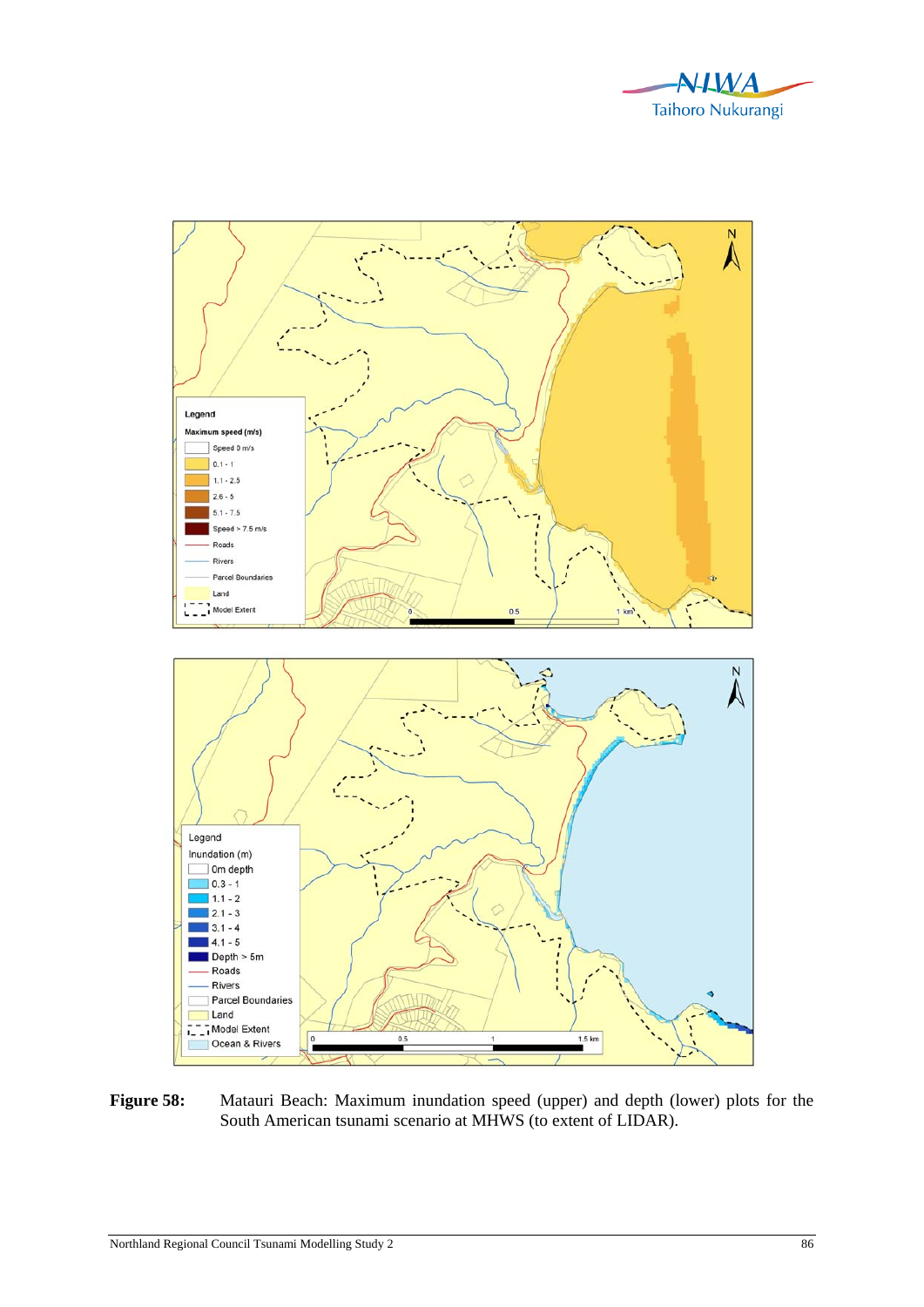**Figure 58:** Matauri Beach: Maximum inundation speed (upper) and depth (lower) plots for the South American tsunami scenario at MHWS (to extent of LIDAR).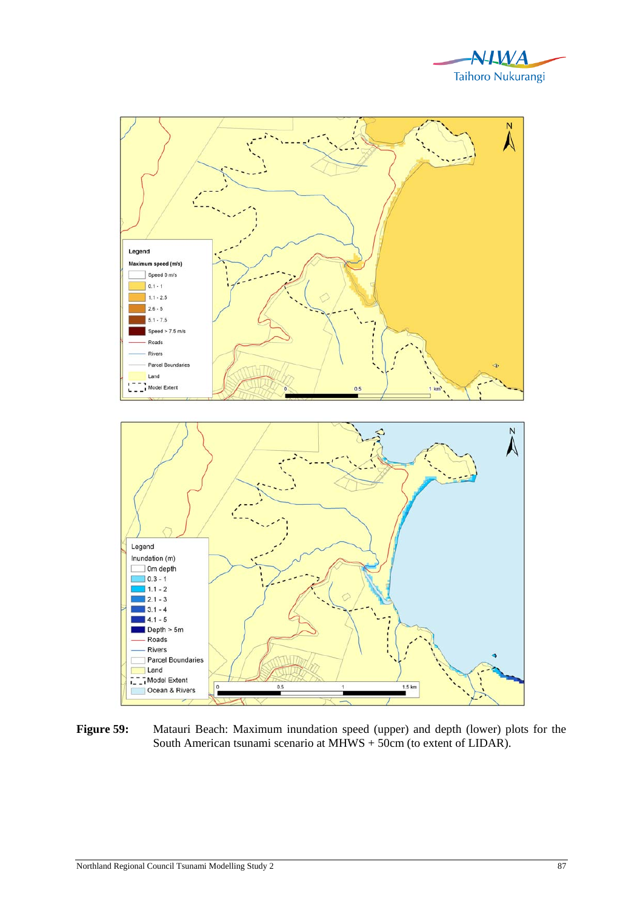**Figure 59:** Matauri Beach: Maximum inundation speed (upper) and depth (lower) plots for the South American tsunami scenario at MHWS + 50cm (to extent of LIDAR).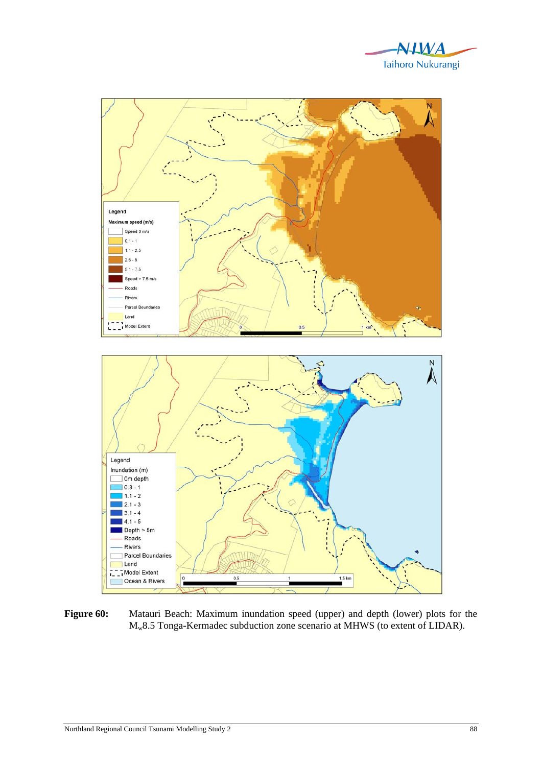**Figure 60:** Matauri Beach: Maximum inundation speed (upper) and depth (lower) plots for the $M_w$8.5 Tonga-Kermadec subduction zone scenario at MHWS (to extent of LIDAR).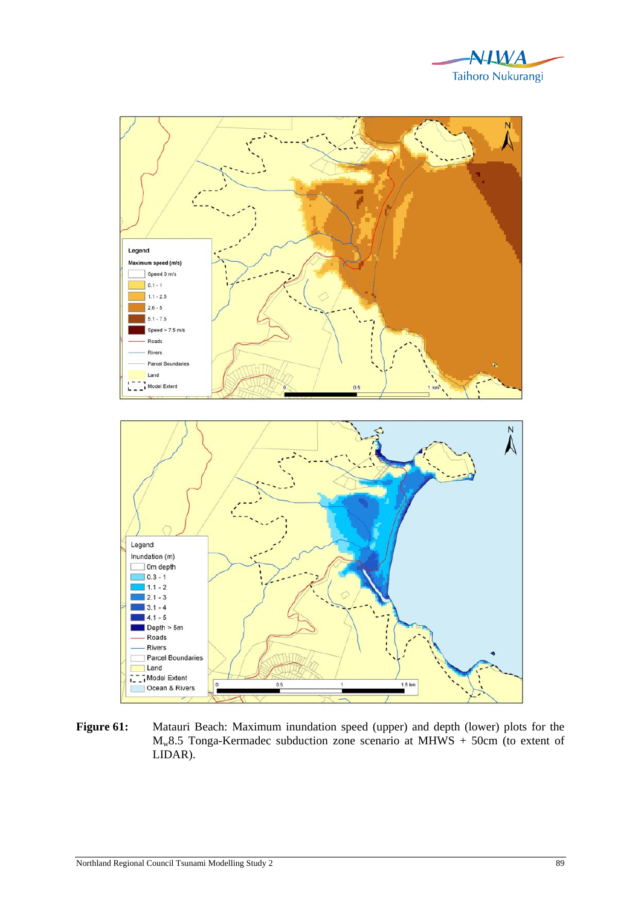Figure 61: Matauri Beach: Maximum inundation speed (upper) and depth (lower) plots for the $M_w$8.5 Tonga-Kermadec subduction zone scenario at MHWS + 50cm (to extent of LIDAR).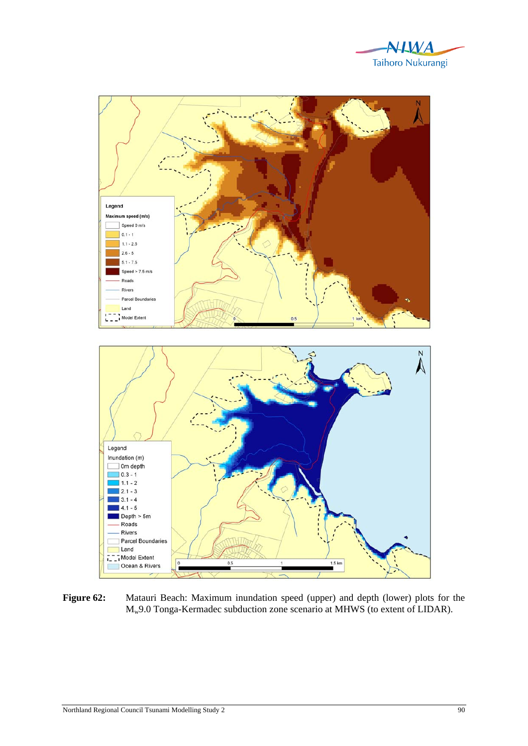**Figure 62:** Matauri Beach: Maximum inundation speed (upper) and depth (lower) plots for the $M_w$9.0 Tonga-Kermadec subduction zone scenario at MHWS (to extent of LIDAR).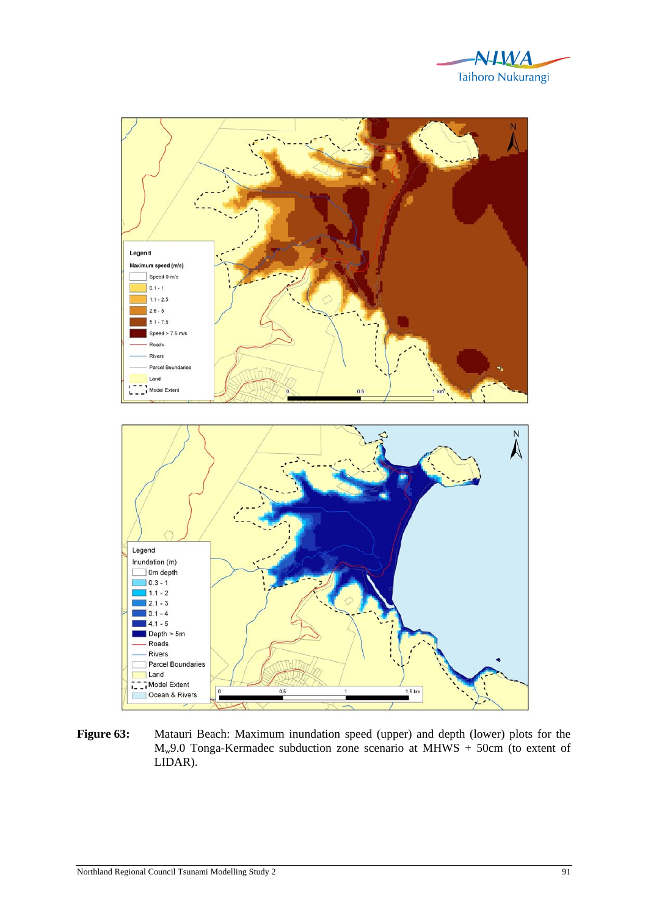N

Legend

Maximum speed (m/s)

Speed 0 m/s

0.1 - 1

1.1 - 2.5

2.6 - 5

5.1 - 7.5

Speed > 7.5 m/s

Roads

Rivers

Parcel Boundaries

Land

Model Extent

0

0.5

1 km

N

Legend

Inundation (m)

0m depth

0.3 - 1

1.1 - 2

2.1 - 3

3.1 - 4

4.1 - 5

Depth > 5m

Roads

Rivers

Parcel Boundaries

Land

Model Extent

Ocean & Rivers

0

0.5

1

1.5 km

**Figure 63:** Matauri Beach: Maximum inundation speed (upper) and depth (lower) plots for the $M_w$9.0 Tonga-Kermadec subduction zone scenario at MHWS + 50cm (to extent of LIDAR).